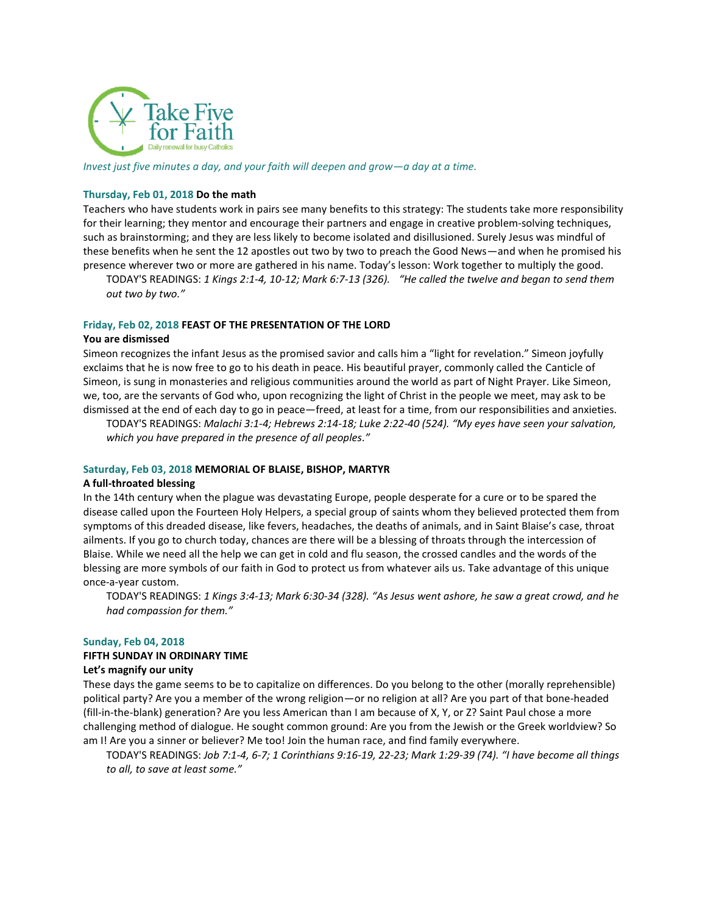# Take Five for Faith

Daily renewal for busy Catholics

*Invest just five minutes a day, and your faith will deepen and grow—a day at a time.*

**Thursday, Feb 01, 2018 Do the math**

Teachers who have students work in pairs see many benefits to this strategy: The students take more responsibility for their learning; they mentor and encourage their partners and engage in creative problem-solving techniques, such as brainstorming; and they are less likely to become isolated and disillusioned. Surely Jesus was mindful of these benefits when he sent the 12 apostles out two by two to preach the Good News—and when he promised his presence wherever two or more are gathered in his name. Today's lesson: Work together to multiply the good.

TODAY'S READINGS: *1 Kings 2:1-4, 10-12; Mark 6:7-13 (326). "He called the twelve and began to send them out two by two."*

**Friday, Feb 02, 2018 FEAST OF THE PRESENTATION OF THE LORD**

**You are dismissed**

Simeon recognizes the infant Jesus as the promised savior and calls him a "light for revelation." Simeon joyfully exclaims that he is now free to go to his death in peace. His beautiful prayer, commonly called the Canticle of Simeon, is sung in monasteries and religious communities around the world as part of Night Prayer. Like Simeon, we, too, are the servants of God who, upon recognizing the light of Christ in the people we meet, may ask to be dismissed at the end of each day to go in peace—freed, at least for a time, from our responsibilities and anxieties.

TODAY'S READINGS: *Malachi 3:1-4; Hebrews 2:14-18; Luke 2:22-40 (524). "My eyes have seen your salvation, which you have prepared in the presence of all peoples."*

**Saturday, Feb 03, 2018 MEMORIAL OF BLAISE, BISHOP, MARTYR**

**A full-throated blessing**

In the 14th century when the plague was devastating Europe, people desperate for a cure or to be spared the disease called upon the Fourteen Holy Helpers, a special group of saints whom they believed protected them from symptoms of this dreaded disease, like fevers, headaches, the deaths of animals, and in Saint Blaise's case, throat ailments. If you go to church today, chances are there will be a blessing of throats through the intercession of Blaise. While we need all the help we can get in cold and flu season, the crossed candles and the words of the blessing are more symbols of our faith in God to protect us from whatever ails us. Take advantage of this unique once-a-year custom.

TODAY'S READINGS: *1 Kings 3:4-13; Mark 6:30-34 (328). "As Jesus went ashore, he saw a great crowd, and he had compassion for them."*

**Sunday, Feb 04, 2018**

**FIFTH SUNDAY IN ORDINARY TIME**

**Let's magnify our unity**

These days the game seems to be to capitalize on differences. Do you belong to the other (morally reprehensible) political party? Are you a member of the wrong religion—or no religion at all? Are you part of that bone-headed (fill-in-the-blank) generation? Are you less American than I am because of X, Y, or Z? Saint Paul chose a more challenging method of dialogue. He sought common ground: Are you from the Jewish or the Greek worldview? So am I! Are you a sinner or believer? Me too! Join the human race, and find family everywhere.

TODAY'S READINGS: *Job 7:1-4, 6-7; 1 Corinthians 9:16-19, 22-23; Mark 1:29-39 (74). "I have become all things to all, to save at least some."*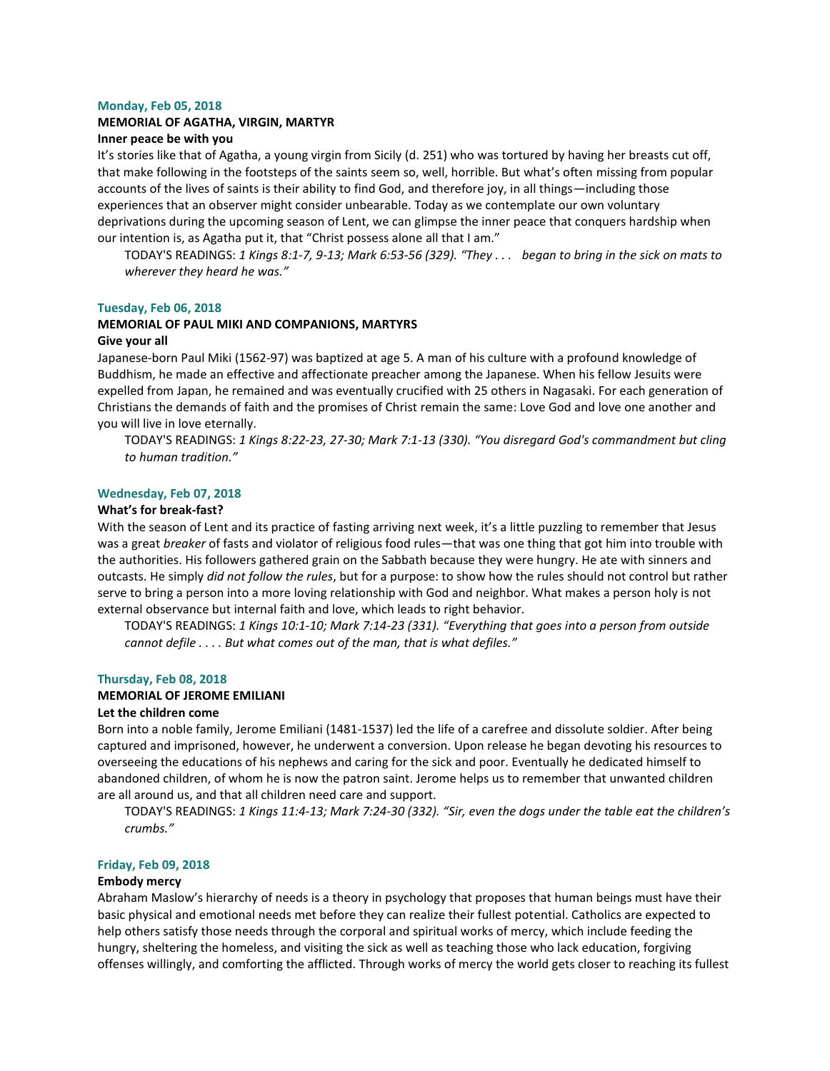#### Monday, Feb 05, 2018

**MEMORIAL OF AGATHA, VIRGIN, MARTYR**

**Inner peace be with you**

It's stories like that of Agatha, a young virgin from Sicily (d. 251) who was tortured by having her breasts cut off, that make following in the footsteps of the saints seem so, well, horrible. But what's often missing from popular accounts of the lives of saints is their ability to find God, and therefore joy, in all things—including those experiences that an observer might consider unbearable. Today as we contemplate our own voluntary deprivations during the upcoming season of Lent, we can glimpse the inner peace that conquers hardship when our intention is, as Agatha put it, that "Christ possess alone all that I am."

TODAY'S READINGS: *1 Kings 8:1-7, 9-13; Mark 6:53-56 (329). "They . . . began to bring in the sick on mats to wherever they heard he was."*

#### Tuesday, Feb 06, 2018

**MEMORIAL OF PAUL MIKI AND COMPANIONS, MARTYRS**

**Give your all**

Japanese-born Paul Miki (1562-97) was baptized at age 5. A man of his culture with a profound knowledge of Buddhism, he made an effective and affectionate preacher among the Japanese. When his fellow Jesuits were expelled from Japan, he remained and was eventually crucified with 25 others in Nagasaki. For each generation of Christians the demands of faith and the promises of Christ remain the same: Love God and love one another and you will live in love eternally.

TODAY'S READINGS: *1 Kings 8:22-23, 27-30; Mark 7:1-13 (330). "You disregard God's commandment but cling to human tradition."*

#### Wednesday, Feb 07, 2018

**What's for break-fast?**

With the season of Lent and its practice of fasting arriving next week, it's a little puzzling to remember that Jesus was a great *breaker* of fasts and violator of religious food rules—that was one thing that got him into trouble with the authorities. His followers gathered grain on the Sabbath because they were hungry. He ate with sinners and outcasts. He simply *did not follow the rules*, but for a purpose: to show how the rules should not control but rather serve to bring a person into a more loving relationship with God and neighbor. What makes a person holy is not external observance but internal faith and love, which leads to right behavior.

TODAY'S READINGS: *1 Kings 10:1-10; Mark 7:14-23 (331). "Everything that goes into a person from outside cannot defile . . . . But what comes out of the man, that is what defiles."*

#### Thursday, Feb 08, 2018

**MEMORIAL OF JEROME EMILIANI**

**Let the children come**

Born into a noble family, Jerome Emiliani (1481-1537) led the life of a carefree and dissolute soldier. After being captured and imprisoned, however, he underwent a conversion. Upon release he began devoting his resources to overseeing the educations of his nephews and caring for the sick and poor. Eventually he dedicated himself to abandoned children, of whom he is now the patron saint. Jerome helps us to remember that unwanted children are all around us, and that all children need care and support.

TODAY'S READINGS: *1 Kings 11:4-13; Mark 7:24-30 (332). "Sir, even the dogs under the table eat the children's crumbs."*

#### Friday, Feb 09, 2018

**Embody mercy**

Abraham Maslow's hierarchy of needs is a theory in psychology that proposes that human beings must have their basic physical and emotional needs met before they can realize their fullest potential. Catholics are expected to help others satisfy those needs through the corporal and spiritual works of mercy, which include feeding the hungry, sheltering the homeless, and visiting the sick as well as teaching those who lack education, forgiving offenses willingly, and comforting the afflicted. Through works of mercy the world gets closer to reaching its fullest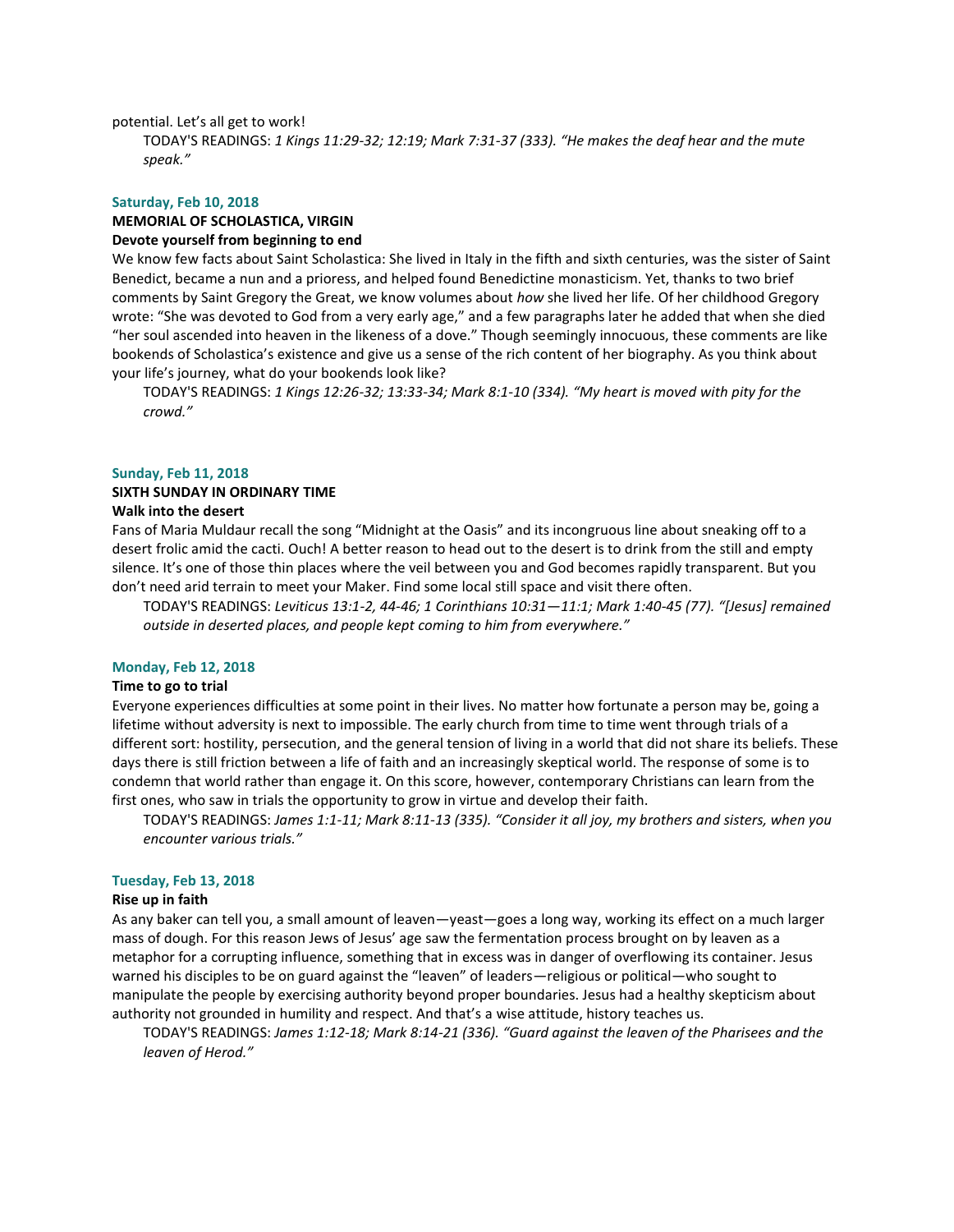potential. Let's all get to work!

TODAY'S READINGS: *1 Kings 11:29-32; 12:19; Mark 7:31-37 (333). "He makes the deaf hear and the mute speak."*

### Saturday, Feb 10, 2018

**MEMORIAL OF SCHOLASTICA, VIRGIN**

**Devote yourself from beginning to end**

We know few facts about Saint Scholastica: She lived in Italy in the fifth and sixth centuries, was the sister of Saint Benedict, became a nun and a prioress, and helped found Benedictine monasticism. Yet, thanks to two brief comments by Saint Gregory the Great, we know volumes about *how* she lived her life. Of her childhood Gregory wrote: "She was devoted to God from a very early age," and a few paragraphs later he added that when she died "her soul ascended into heaven in the likeness of a dove." Though seemingly innocuous, these comments are like bookends of Scholastica's existence and give us a sense of the rich content of her biography. As you think about your life's journey, what do your bookends look like?

TODAY'S READINGS: *1 Kings 12:26-32; 13:33-34; Mark 8:1-10 (334). "My heart is moved with pity for the crowd."*

### Sunday, Feb 11, 2018

**SIXTH SUNDAY IN ORDINARY TIME**

**Walk into the desert**

Fans of Maria Muldaur recall the song "Midnight at the Oasis" and its incongruous line about sneaking off to a desert frolic amid the cacti. Ouch! A better reason to head out to the desert is to drink from the still and empty silence. It's one of those thin places where the veil between you and God becomes rapidly transparent. But you don't need arid terrain to meet your Maker. Find some local still space and visit there often.

TODAY'S READINGS: *Leviticus 13:1-2, 44-46; 1 Corinthians 10:31—11:1; Mark 1:40-45 (77). "[Jesus] remained outside in deserted places, and people kept coming to him from everywhere."*

### Monday, Feb 12, 2018

**Time to go to trial**

Everyone experiences difficulties at some point in their lives. No matter how fortunate a person may be, going a lifetime without adversity is next to impossible. The early church from time to time went through trials of a different sort: hostility, persecution, and the general tension of living in a world that did not share its beliefs. These days there is still friction between a life of faith and an increasingly skeptical world. The response of some is to condemn that world rather than engage it. On this score, however, contemporary Christians can learn from the first ones, who saw in trials the opportunity to grow in virtue and develop their faith.

TODAY'S READINGS: *James 1:1-11; Mark 8:11-13 (335). "Consider it all joy, my brothers and sisters, when you encounter various trials."*

### Tuesday, Feb 13, 2018

**Rise up in faith**

As any baker can tell you, a small amount of leaven—yeast—goes a long way, working its effect on a much larger mass of dough. For this reason Jews of Jesus' age saw the fermentation process brought on by leaven as a metaphor for a corrupting influence, something that in excess was in danger of overflowing its container. Jesus warned his disciples to be on guard against the "leaven" of leaders—religious or political—who sought to manipulate the people by exercising authority beyond proper boundaries. Jesus had a healthy skepticism about authority not grounded in humility and respect. And that's a wise attitude, history teaches us.

TODAY'S READINGS: *James 1:12-18; Mark 8:14-21 (336). "Guard against the leaven of the Pharisees and the leaven of Herod."*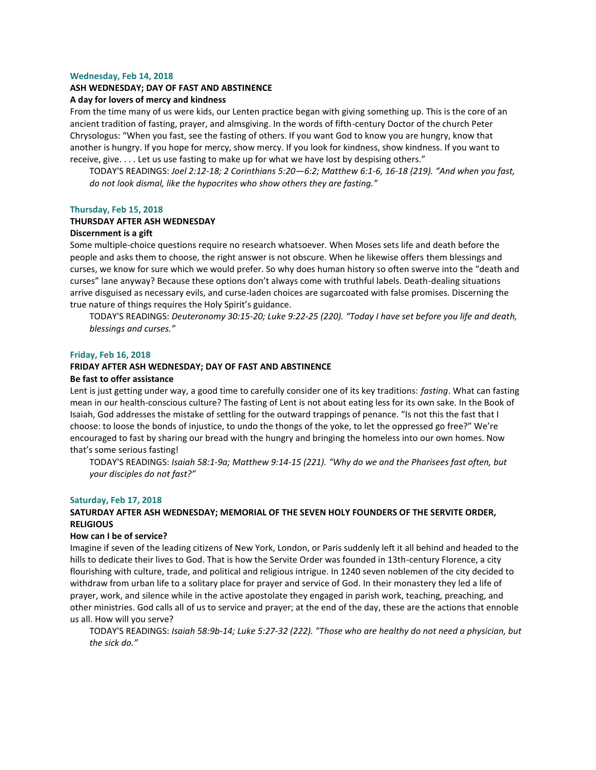### Wednesday, Feb 14, 2018

**ASH WEDNESDAY; DAY OF FAST AND ABSTINENCE**

**A day for lovers of mercy and kindness**

From the time many of us were kids, our Lenten practice began with giving something up. This is the core of an ancient tradition of fasting, prayer, and almsgiving. In the words of fifth-century Doctor of the church Peter Chrysologus: “When you fast, see the fasting of others. If you want God to know you are hungry, know that another is hungry. If you hope for mercy, show mercy. If you look for kindness, show kindness. If you want to receive, give. . . . Let us use fasting to make up for what we have lost by despising others.”

TODAY'S READINGS: *Joel 2:12-18; 2 Corinthians 5:20—6:2; Matthew 6:1-6, 16-18 (219). “And when you fast, do not look dismal, like the hypocrites who show others they are fasting.”*

### Thursday, Feb 15, 2018

**THURSDAY AFTER ASH WEDNESDAY**

**Discernment is a gift**

Some multiple-choice questions require no research whatsoever. When Moses sets life and death before the people and asks them to choose, the right answer is not obscure. When he likewise offers them blessings and curses, we know for sure which we would prefer. So why does human history so often swerve into the “death and curses” lane anyway? Because these options don’t always come with truthful labels. Death-dealing situations arrive disguised as necessary evils, and curse-laden choices are sugarcoated with false promises. Discerning the true nature of things requires the Holy Spirit’s guidance.

TODAY'S READINGS: *Deuteronomy 30:15-20; Luke 9:22-25 (220). “Today I have set before you life and death, blessings and curses.”*

### Friday, Feb 16, 2018

**FRIDAY AFTER ASH WEDNESDAY; DAY OF FAST AND ABSTINENCE**

**Be fast to offer assistance**

Lent is just getting under way, a good time to carefully consider one of its key traditions: *fasting*. What can fasting mean in our health-conscious culture? The fasting of Lent is not about eating less for its own sake. In the Book of Isaiah, God addresses the mistake of settling for the outward trappings of penance. “Is not this the fast that I choose: to loose the bonds of injustice, to undo the thongs of the yoke, to let the oppressed go free?” We’re encouraged to fast by sharing our bread with the hungry and bringing the homeless into our own homes. Now that’s some serious fasting!

TODAY'S READINGS: *Isaiah 58:1-9a; Matthew 9:14-15 (221). “Why do we and the Pharisees fast often, but your disciples do not fast?”*

### Saturday, Feb 17, 2018

**SATURDAY AFTER ASH WEDNESDAY; MEMORIAL OF THE SEVEN HOLY FOUNDERS OF THE SERVITE ORDER, RELIGIOUS**

**How can I be of service?**

Imagine if seven of the leading citizens of New York, London, or Paris suddenly left it all behind and headed to the hills to dedicate their lives to God. That is how the Servite Order was founded in 13th-century Florence, a city flourishing with culture, trade, and political and religious intrigue. In 1240 seven noblemen of the city decided to withdraw from urban life to a solitary place for prayer and service of God. In their monastery they led a life of prayer, work, and silence while in the active apostolate they engaged in parish work, teaching, preaching, and other ministries. God calls all of us to service and prayer; at the end of the day, these are the actions that ennoble us all. How will you serve?

TODAY'S READINGS: *Isaiah 58:9b-14; Luke 5:27-32 (222). "Those who are healthy do not need a physician, but the sick do.”*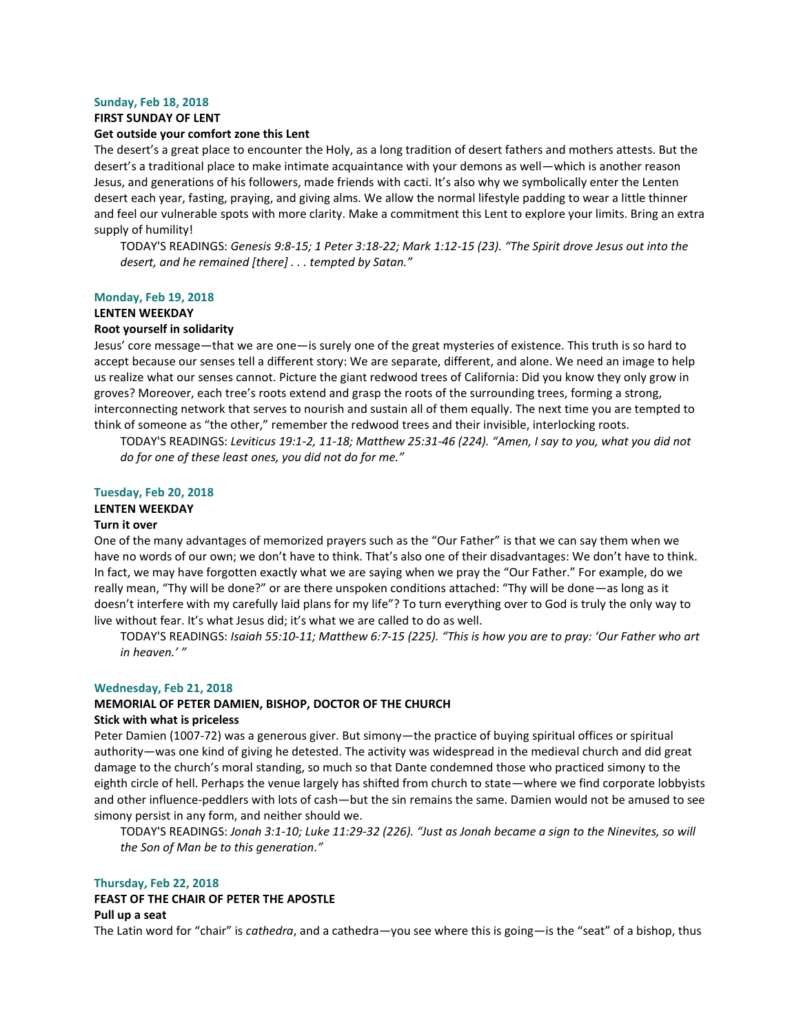**Sunday, Feb 18, 2018**

**FIRST SUNDAY OF LENT**

**Get outside your comfort zone this Lent**

The desert's a great place to encounter the Holy, as a long tradition of desert fathers and mothers attests. But the desert's a traditional place to make intimate acquaintance with your demons as well—which is another reason Jesus, and generations of his followers, made friends with cacti. It's also why we symbolically enter the Lenten desert each year, fasting, praying, and giving alms. We allow the normal lifestyle padding to wear a little thinner and feel our vulnerable spots with more clarity. Make a commitment this Lent to explore your limits. Bring an extra supply of humility!

TODAY'S READINGS: *Genesis 9:8-15; 1 Peter 3:18-22; Mark 1:12-15 (23). "The Spirit drove Jesus out into the desert, and he remained [there] . . . tempted by Satan."*

**Monday, Feb 19, 2018**

**LENTEN WEEKDAY**

**Root yourself in solidarity**

Jesus' core message—that we are one—is surely one of the great mysteries of existence. This truth is so hard to accept because our senses tell a different story: We are separate, different, and alone. We need an image to help us realize what our senses cannot. Picture the giant redwood trees of California: Did you know they only grow in groves? Moreover, each tree's roots extend and grasp the roots of the surrounding trees, forming a strong, interconnecting network that serves to nourish and sustain all of them equally. The next time you are tempted to think of someone as "the other," remember the redwood trees and their invisible, interlocking roots.

TODAY'S READINGS: *Leviticus 19:1-2, 11-18; Matthew 25:31-46 (224). "Amen, I say to you, what you did not do for one of these least ones, you did not do for me."*

**Tuesday, Feb 20, 2018**

**LENTEN WEEKDAY**

**Turn it over**

One of the many advantages of memorized prayers such as the "Our Father" is that we can say them when we have no words of our own; we don't have to think. That's also one of their disadvantages: We don't have to think. In fact, we may have forgotten exactly what we are saying when we pray the "Our Father." For example, do we really mean, "Thy will be done?" or are there unspoken conditions attached: "Thy will be done—as long as it doesn't interfere with my carefully laid plans for my life"? To turn everything over to God is truly the only way to live without fear. It's what Jesus did; it's what we are called to do as well.

TODAY'S READINGS: *Isaiah 55:10-11; Matthew 6:7-15 (225). "This is how you are to pray: 'Our Father who art in heaven.' "*

**Wednesday, Feb 21, 2018**

**MEMORIAL OF PETER DAMIEN, BISHOP, DOCTOR OF THE CHURCH**

**Stick with what is priceless**

Peter Damien (1007-72) was a generous giver. But simony—the practice of buying spiritual offices or spiritual authority—was one kind of giving he detested. The activity was widespread in the medieval church and did great damage to the church's moral standing, so much so that Dante condemned those who practiced simony to the eighth circle of hell. Perhaps the venue largely has shifted from church to state—where we find corporate lobbyists and other influence-peddlers with lots of cash—but the sin remains the same. Damien would not be amused to see simony persist in any form, and neither should we.

TODAY'S READINGS: *Jonah 3:1-10; Luke 11:29-32 (226). "Just as Jonah became a sign to the Ninevites, so will the Son of Man be to this generation."*

**Thursday, Feb 22, 2018**

**FEAST OF THE CHAIR OF PETER THE APOSTLE**

**Pull up a seat**

The Latin word for "chair" is *cathedra*, and a cathedra—you see where this is going—is the "seat" of a bishop, thus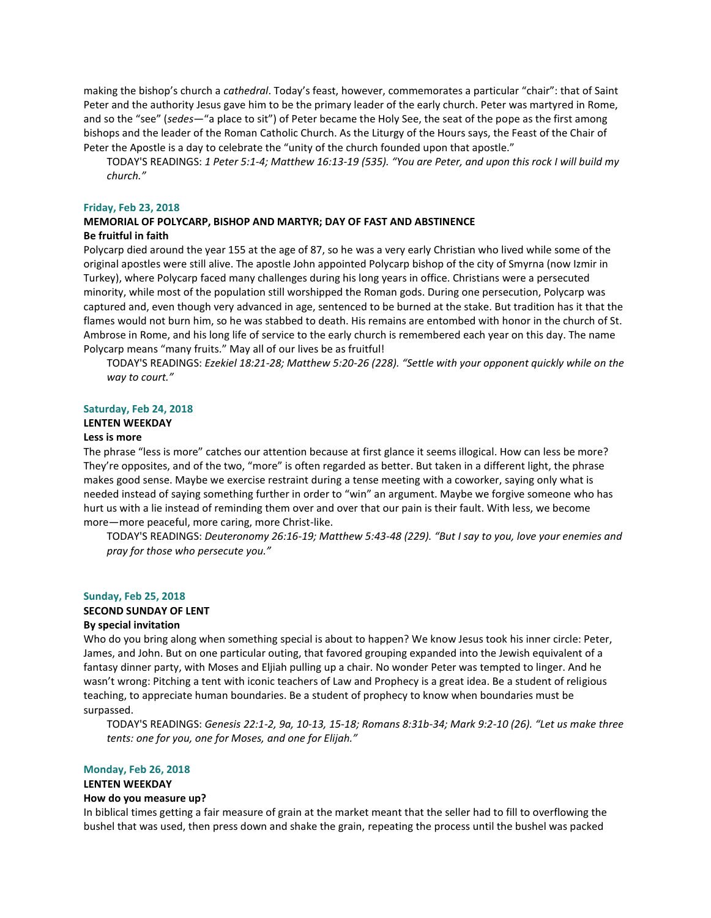making the bishop's church a *cathedral*. Today's feast, however, commemorates a particular "chair": that of Saint Peter and the authority Jesus gave him to be the primary leader of the early church. Peter was martyred in Rome, and so the "see" (*sedes*—"a place to sit") of Peter became the Holy See, the seat of the pope as the first among bishops and the leader of the Roman Catholic Church. As the Liturgy of the Hours says, the Feast of the Chair of Peter the Apostle is a day to celebrate the "unity of the church founded upon that apostle."

TODAY'S READINGS: *1 Peter 5:1-4; Matthew 16:13-19 (535). "You are Peter, and upon this rock I will build my church."*

**Friday, Feb 23, 2018**

**MEMORIAL OF POLYCARP, BISHOP AND MARTYR; DAY OF FAST AND ABSTINENCE**

**Be fruitful in faith**

Polycarp died around the year 155 at the age of 87, so he was a very early Christian who lived while some of the original apostles were still alive. The apostle John appointed Polycarp bishop of the city of Smyrna (now Izmir in Turkey), where Polycarp faced many challenges during his long years in office. Christians were a persecuted minority, while most of the population still worshipped the Roman gods. During one persecution, Polycarp was captured and, even though very advanced in age, sentenced to be burned at the stake. But tradition has it that the flames would not burn him, so he was stabbed to death. His remains are entombed with honor in the church of St. Ambrose in Rome, and his long life of service to the early church is remembered each year on this day. The name Polycarp means "many fruits." May all of our lives be as fruitful!

TODAY'S READINGS: *Ezekiel 18:21-28; Matthew 5:20-26 (228). "Settle with your opponent quickly while on the way to court."*

**Saturday, Feb 24, 2018**

**LENTEN WEEKDAY**

**Less is more**

The phrase "less is more" catches our attention because at first glance it seems illogical. How can less be more? They're opposites, and of the two, "more" is often regarded as better. But taken in a different light, the phrase makes good sense. Maybe we exercise restraint during a tense meeting with a coworker, saying only what is needed instead of saying something further in order to "win" an argument. Maybe we forgive someone who has hurt us with a lie instead of reminding them over and over that our pain is their fault. With less, we become more—more peaceful, more caring, more Christ-like.

TODAY'S READINGS: *Deuteronomy 26:16-19; Matthew 5:43-48 (229). "But I say to you, love your enemies and pray for those who persecute you."*

**Sunday, Feb 25, 2018**

**SECOND SUNDAY OF LENT**

**By special invitation**

Who do you bring along when something special is about to happen? We know Jesus took his inner circle: Peter, James, and John. But on one particular outing, that favored grouping expanded into the Jewish equivalent of a fantasy dinner party, with Moses and Eljiah pulling up a chair. No wonder Peter was tempted to linger. And he wasn't wrong: Pitching a tent with iconic teachers of Law and Prophecy is a great idea. Be a student of religious teaching, to appreciate human boundaries. Be a student of prophecy to know when boundaries must be surpassed.

TODAY'S READINGS: *Genesis 22:1-2, 9a, 10-13, 15-18; Romans 8:31b-34; Mark 9:2-10 (26). "Let us make three tents: one for you, one for Moses, and one for Elijah."*

**Monday, Feb 26, 2018**

**LENTEN WEEKDAY**

**How do you measure up?**

In biblical times getting a fair measure of grain at the market meant that the seller had to fill to overflowing the bushel that was used, then press down and shake the grain, repeating the process until the bushel was packed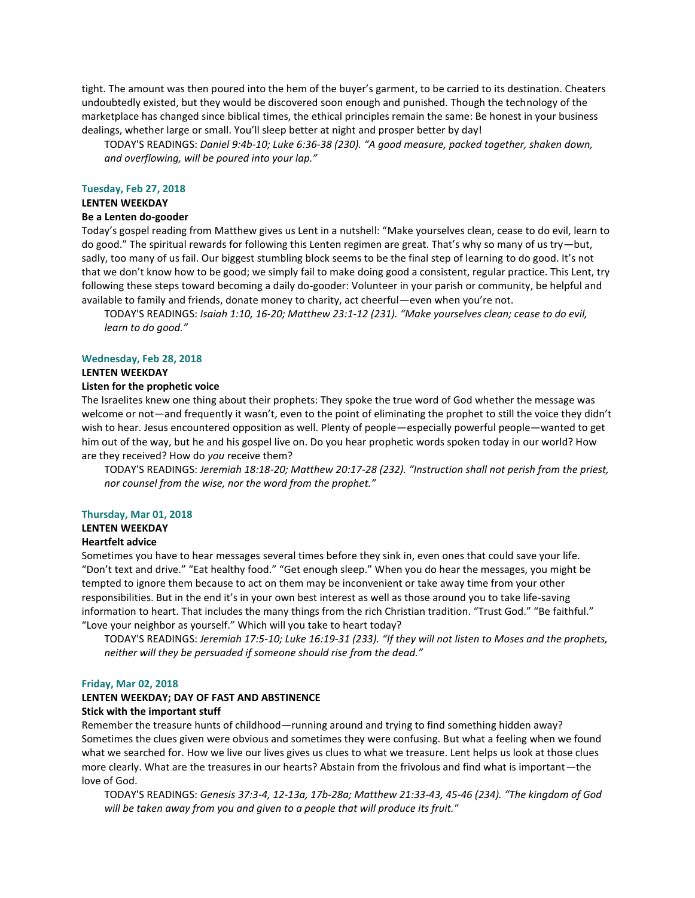tight. The amount was then poured into the hem of the buyer's garment, to be carried to its destination. Cheaters undoubtedly existed, but they would be discovered soon enough and punished. Though the technology of the marketplace has changed since biblical times, the ethical principles remain the same: Be honest in your business dealings, whether large or small. You'll sleep better at night and prosper better by day!

TODAY'S READINGS: *Daniel 9:4b-10; Luke 6:36-38 (230). "A good measure, packed together, shaken down, and overflowing, will be poured into your lap."*

### Tuesday, Feb 27, 2018

**LENTEN WEEKDAY**

**Be a Lenten do-gooder**

Today's gospel reading from Matthew gives us Lent in a nutshell: "Make yourselves clean, cease to do evil, learn to do good." The spiritual rewards for following this Lenten regimen are great. That's why so many of us try—but, sadly, too many of us fail. Our biggest stumbling block seems to be the final step of learning to do good. It's not that we don't know how to be good; we simply fail to make doing good a consistent, regular practice. This Lent, try following these steps toward becoming a daily do-gooder: Volunteer in your parish or community, be helpful and available to family and friends, donate money to charity, act cheerful—even when you're not.

TODAY'S READINGS: *Isaiah 1:10, 16-20; Matthew 23:1-12 (231). "Make yourselves clean; cease to do evil, learn to do good."*

### Wednesday, Feb 28, 2018

**LENTEN WEEKDAY**

**Listen for the prophetic voice**

The Israelites knew one thing about their prophets: They spoke the true word of God whether the message was welcome or not—and frequently it wasn't, even to the point of eliminating the prophet to still the voice they didn't wish to hear. Jesus encountered opposition as well. Plenty of people—especially powerful people—wanted to get him out of the way, but he and his gospel live on. Do you hear prophetic words spoken today in our world? How are they received? How do *you* receive them?

TODAY'S READINGS: *Jeremiah 18:18-20; Matthew 20:17-28 (232). "Instruction shall not perish from the priest, nor counsel from the wise, nor the word from the prophet."*

### Thursday, Mar 01, 2018

**LENTEN WEEKDAY**

**Heartfelt advice**

Sometimes you have to hear messages several times before they sink in, even ones that could save your life. "Don't text and drive." "Eat healthy food." "Get enough sleep." When you do hear the messages, you might be tempted to ignore them because to act on them may be inconvenient or take away time from your other responsibilities. But in the end it's in your own best interest as well as those around you to take life-saving information to heart. That includes the many things from the rich Christian tradition. "Trust God." "Be faithful." "Love your neighbor as yourself." Which will you take to heart today?

TODAY'S READINGS: *Jeremiah 17:5-10; Luke 16:19-31 (233). "If they will not listen to Moses and the prophets, neither will they be persuaded if someone should rise from the dead."*

### Friday, Mar 02, 2018

**LENTEN WEEKDAY; DAY OF FAST AND ABSTINENCE**

**Stick with the important stuff**

Remember the treasure hunts of childhood—running around and trying to find something hidden away? Sometimes the clues given were obvious and sometimes they were confusing. But what a feeling when we found what we searched for. How we live our lives gives us clues to what we treasure. Lent helps us look at those clues more clearly. What are the treasures in our hearts? Abstain from the frivolous and find what is important—the love of God.

TODAY'S READINGS: *Genesis 37:3-4, 12-13a, 17b-28a; Matthew 21:33-43, 45-46 (234). "The kingdom of God will be taken away from you and given to a people that will produce its fruit."*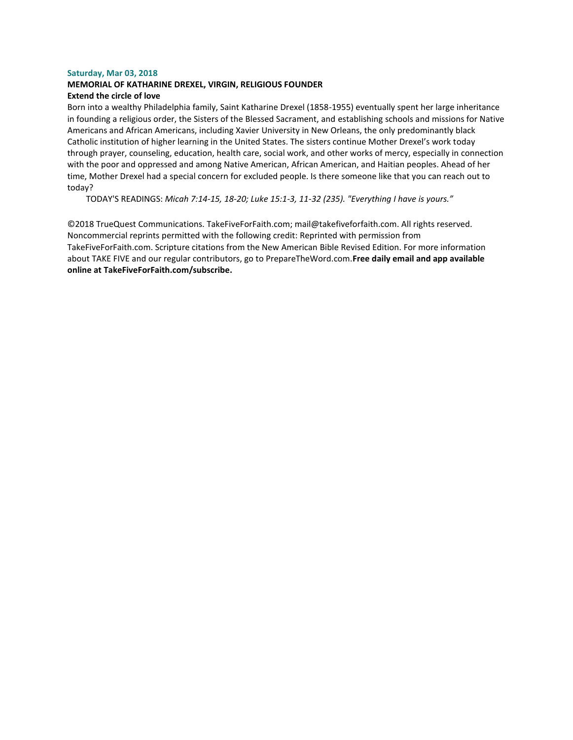**Saturday, Mar 03, 2018**

**MEMORIAL OF KATHARINE DREXEL, VIRGIN, RELIGIOUS FOUNDER**

**Extend the circle of love**

Born into a wealthy Philadelphia family, Saint Katharine Drexel (1858-1955) eventually spent her large inheritance in founding a religious order, the Sisters of the Blessed Sacrament, and establishing schools and missions for Native Americans and African Americans, including Xavier University in New Orleans, the only predominantly black Catholic institution of higher learning in the United States. The sisters continue Mother Drexel's work today through prayer, counseling, education, health care, social work, and other works of mercy, especially in connection with the poor and oppressed and among Native American, African American, and Haitian peoples. Ahead of her time, Mother Drexel had a special concern for excluded people. Is there someone like that you can reach out to today?

TODAY'S READINGS: *Micah 7:14-15, 18-20; Luke 15:1-3, 11-32 (235). "Everything I have is yours."*

©2018 TrueQuest Communications. TakeFiveForFaith.com; mail@takefiveforfaith.com. All rights reserved. Noncommercial reprints permitted with the following credit: Reprinted with permission from TakeFiveForFaith.com. Scripture citations from the New American Bible Revised Edition. For more information about TAKE FIVE and our regular contributors, go to PrepareTheWord.com.**Free daily email and app available online at TakeFiveForFaith.com/subscribe.**